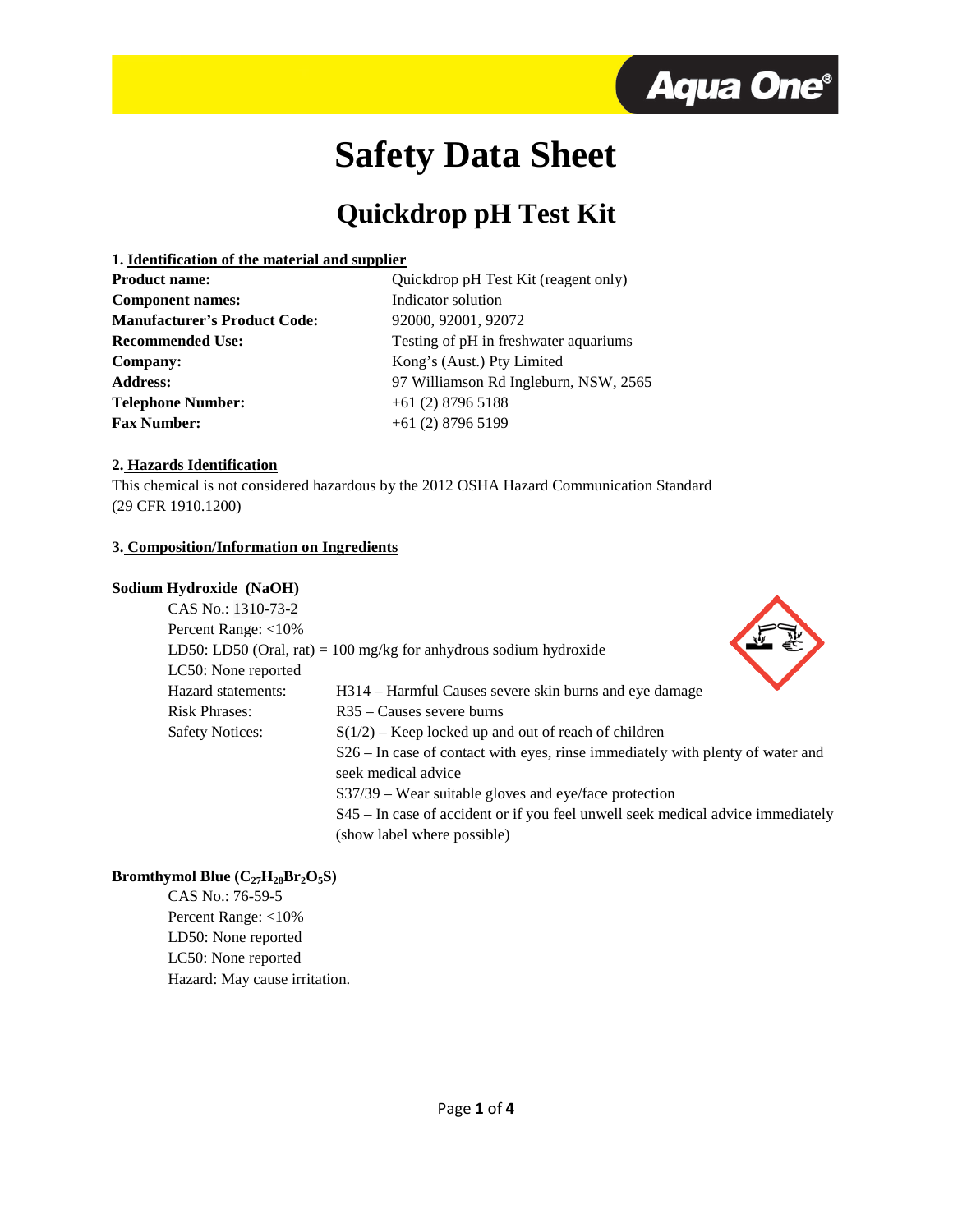# Safety Data Sheet

## Quickdrop pH Test Kit

### 1. Identification of the material and supplier

| | |
|---|---|
| **Product name:** | Quickdrop pH Test Kit (reagent only) |
| **Component names:** | Indicator solution |
| **Manufacturer's Product Code:** | 92000, 92001, 92072 |
| **Recommended Use:** | Testing of pH in freshwater aquariums |
| **Company:** | Kong's (Aust.) Pty Limited |
| **Address:** | 97 Williamson Rd Ingleburn, NSW, 2565 |
| **Telephone Number:** | +61 (2) 8796 5188 |
| **Fax Number:** | +61 (2) 8796 5199 |

### 2. Hazards Identification

This chemical is not considered hazardous by the 2012 OSHA Hazard Communication Standard (29 CFR 1910.1200)

### 3. Composition/Information on Ingredients

**Sodium Hydroxide (NaOH)**

CAS No.: 1310-73-2

Percent Range: <10%

LD50: LD50 (Oral, rat) = 100 mg/kg for anhydrous sodium hydroxide

LC50: None reported

| | |
|---|---|
| Hazard statements: | H314 – Harmful Causes severe skin burns and eye damage |
| Risk Phrases: | R35 – Causes severe burns |
| Safety Notices: | S(1/2) – Keep locked up and out of reach of children |
| | S26 – In case of contact with eyes, rinse immediately with plenty of water and seek medical advice |
| | S37/39 – Wear suitable gloves and eye/face protection |
| | S45 – In case of accident or if you feel unwell seek medical advice immediately (show label where possible) |

**Bromthymol Blue ($C_{27}H_{28}Br_2O_5S$)**

CAS No.: 76-59-5

Percent Range: <10%

LD50: None reported

LC50: None reported

Hazard: May cause irritation.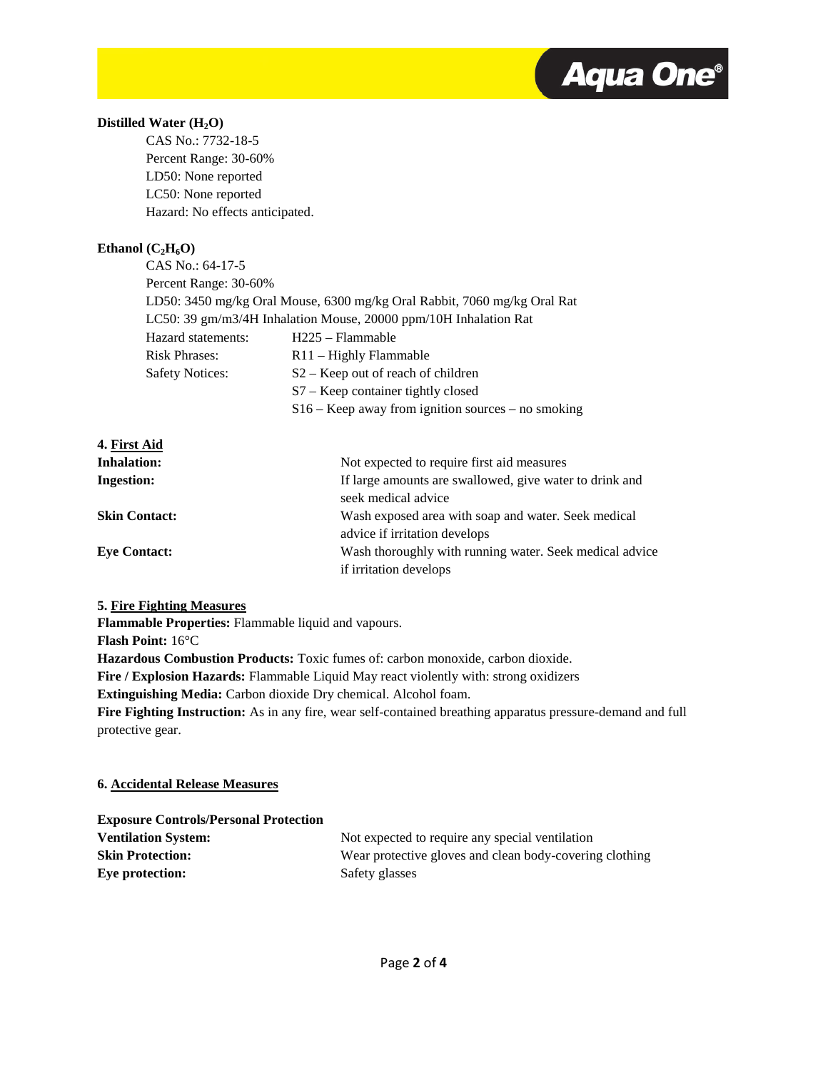**Distilled Water ($H_2O$)**

CAS No.: 7732-18-5
Percent Range: 30-60%
LD50: None reported
LC50: None reported
Hazard: No effects anticipated.

**Ethanol ($C_2H_6O$)**

CAS No.: 64-17-5
Percent Range: 30-60%
LD50: 3450 mg/kg Oral Mouse, 6300 mg/kg Oral Rabbit, 7060 mg/kg Oral Rat
LC50: 39 gm/m3/4H Inhalation Mouse, 20000 ppm/10H Inhalation Rat

| | |
|---|---|
| Hazard statements: | H225 – Flammable |
| Risk Phrases: | R11 – Highly Flammable |
| Safety Notices: | S2 – Keep out of reach of children |
| | S7 – Keep container tightly closed |
| | S16 – Keep away from ignition sources – no smoking |

## 4. First Aid

| | |
|---|---|
| **Inhalation:** | Not expected to require first aid measures |
| **Ingestion:** | If large amounts are swallowed, give water to drink and seek medical advice |
| **Skin Contact:** | Wash exposed area with soap and water. Seek medical advice if irritation develops |
| **Eye Contact:** | Wash thoroughly with running water. Seek medical advice if irritation develops |

## 5. Fire Fighting Measures

**Flammable Properties:** Flammable liquid and vapours.
**Flash Point:** 16°C
**Hazardous Combustion Products:** Toxic fumes of: carbon monoxide, carbon dioxide.
**Fire / Explosion Hazards:** Flammable Liquid May react violently with: strong oxidizers
**Extinguishing Media:** Carbon dioxide Dry chemical. Alcohol foam.
**Fire Fighting Instruction:** As in any fire, wear self-contained breathing apparatus pressure-demand and full protective gear.

## 6. Accidental Release Measures

**Exposure Controls/Personal Protection**

| | |
|---|---|
| **Ventilation System:** | Not expected to require any special ventilation |
| **Skin Protection:** | Wear protective gloves and clean body-covering clothing |
| **Eye protection:** | Safety glasses |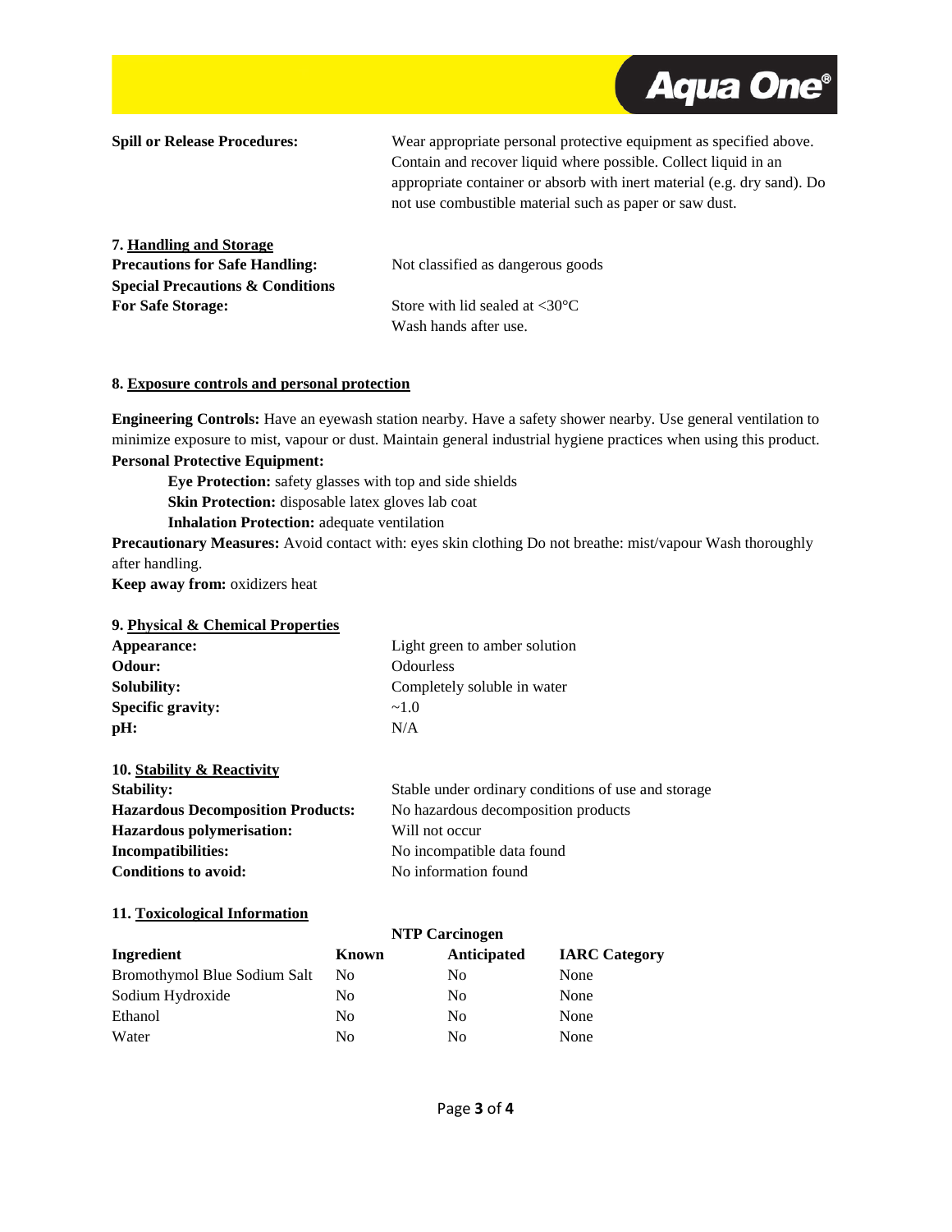**Spill or Release Procedures:** Wear appropriate personal protective equipment as specified above. Contain and recover liquid where possible. Collect liquid in an appropriate container or absorb with inert material (e.g. dry sand). Do not use combustible material such as paper or saw dust.

## 7. Handling and Storage

**Precautions for Safe Handling:** Not classified as dangerous goods

**Special Precautions & Conditions For Safe Storage:** Store with lid sealed at <30°C
Wash hands after use.

## 8. Exposure controls and personal protection

**Engineering Controls:** Have an eyewash station nearby. Have a safety shower nearby. Use general ventilation to minimize exposure to mist, vapour or dust. Maintain general industrial hygiene practices when using this product.

**Personal Protective Equipment:**

- **Eye Protection:** safety glasses with top and side shields
- **Skin Protection:** disposable latex gloves lab coat
- **Inhalation Protection:** adequate ventilation

**Precautionary Measures:** Avoid contact with: eyes skin clothing Do not breathe: mist/vapour Wash thoroughly after handling.

**Keep away from:** oxidizers heat

## 9. Physical & Chemical Properties

**Appearance:** Light green to amber solution

**Odour:** Odourless

**Solubility:** Completely soluble in water

**Specific gravity:** ~1.0

**pH:** N/A

## 10. Stability & Reactivity

**Stability:** Stable under ordinary conditions of use and storage

**Hazardous Decomposition Products:** No hazardous decomposition products

**Hazardous polymerisation:** Will not occur

**Incompatibilities:** No incompatible data found

**Conditions to avoid:** No information found

## 11. Toxicological Information

| | NTP Carcinogen | | |
|---|---|---|---|
| **Ingredient** | **Known** | **Anticipated** | **IARC Category** |
| Bromothymol Blue Sodium Salt | No | No | None |
| Sodium Hydroxide | No | No | None |
| Ethanol | No | No | None |
| Water | No | No | None |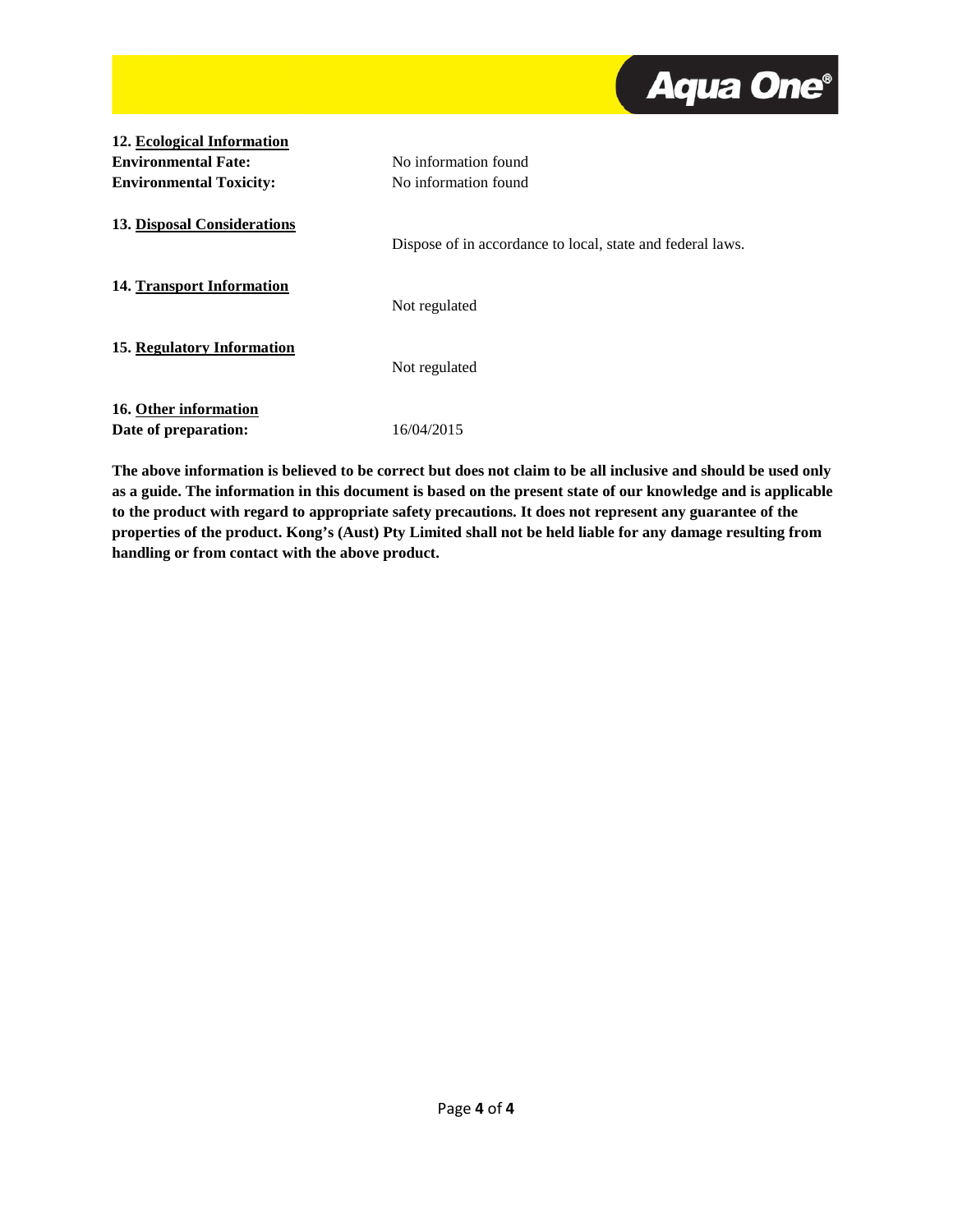## 12. Ecological Information

**Environmental Fate:** No information found

**Environmental Toxicity:** No information found

## 13. Disposal Considerations

Dispose of in accordance to local, state and federal laws.

## 14. Transport Information

Not regulated

## 15. Regulatory Information

Not regulated

## 16. Other information

**Date of preparation:** 16/04/2015

**The above information is believed to be correct but does not claim to be all inclusive and should be used only as a guide. The information in this document is based on the present state of our knowledge and is applicable to the product with regard to appropriate safety precautions. It does not represent any guarantee of the properties of the product. Kong's (Aust) Pty Limited shall not be held liable for any damage resulting from handling or from contact with the above product.**